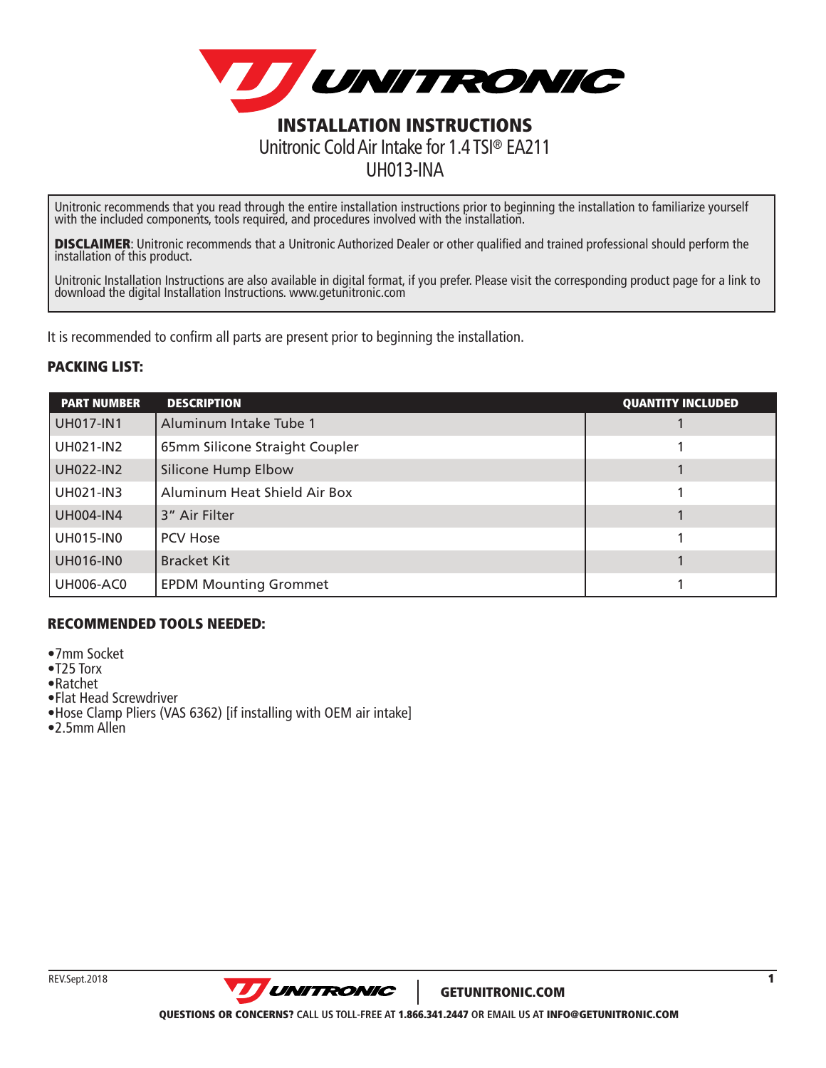# INSTALLATION INSTRUCTIONS

Unitronic Cold Air Intake for 1.4 TSI® EA211

UH013-INA

Unitronic recommends that you read through the entire installation instructions prior to beginning the installation to familiarize yourself with the included components, tools required, and procedures involved with the installation.

**DISCLAIMER**: Unitronic recommends that a Unitronic Authorized Dealer or other qualified and trained professional should perform the installation of this product.

Unitronic Installation Instructions are also available in digital format, if you prefer. Please visit the corresponding product page for a link to download the digital Installation Instructions. www.getunitronic.com

It is recommended to confirm all parts are present prior to beginning the installation.

## PACKING LIST:

| PART NUMBER | DESCRIPTION | QUANTITY INCLUDED |
| --- | --- | --- |
| UH017-IN1 | Aluminum Intake Tube 1 | 1 |
| UH021-IN2 | 65mm Silicone Straight Coupler | 1 |
| UH022-IN2 | Silicone Hump Elbow | 1 |
| UH021-IN3 | Aluminum Heat Shield Air Box | 1 |
| UH004-IN4 | 3" Air Filter | 1 |
| UH015-IN0 | PCV Hose | 1 |
| UH016-IN0 | Bracket Kit | 1 |
| UH006-AC0 | EPDM Mounting Grommet | 1 |

## RECOMMENDED TOOLS NEEDED:

- 7mm Socket
- T25 Torx
- Ratchet
- Flat Head Screwdriver
- Hose Clamp Pliers (VAS 6362) [if installing with OEM air intake]
- 2.5mm Allen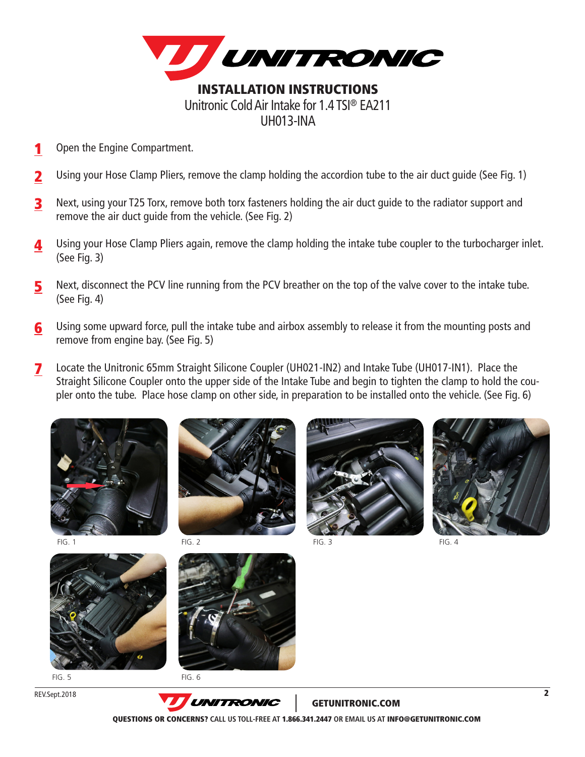# INSTALLATION INSTRUCTIONS

Unitronic Cold Air Intake for 1.4 TSI® EA211

UH013-INA

1. Open the Engine Compartment.
2. Using your Hose Clamp Pliers, remove the clamp holding the accordion tube to the air duct guide (See Fig. 1)
3. Next, using your T25 Torx, remove both torx fasteners holding the air duct guide to the radiator support and remove the air duct guide from the vehicle. (See Fig. 2)
4. Using your Hose Clamp Pliers again, remove the clamp holding the intake tube coupler to the turbocharger inlet. (See Fig. 3)
5. Next, disconnect the PCV line running from the PCV breather on the top of the valve cover to the intake tube. (See Fig. 4)
6. Using some upward force, pull the intake tube and airbox assembly to release it from the mounting posts and remove from engine bay. (See Fig. 5)
7. Locate the Unitronic 65mm Straight Silicone Coupler (UH021-IN2) and Intake Tube (UH017-IN1). Place the Straight Silicone Coupler onto the upper side of the Intake Tube and begin to tighten the clamp to hold the coupler onto the tube. Place hose clamp on other side, in preparation to be installed onto the vehicle. (See Fig. 6)

FIG. 1

FIG. 2

FIG. 3

FIG. 4

FIG. 5

FIG. 6

REV.Sept.2018

GETUNITRONIC.COM

**QUESTIONS OR CONCERNS?** CALL US TOLL-FREE AT **1.866.341.2447** OR EMAIL US AT **INFO@GETUNITRONIC.COM**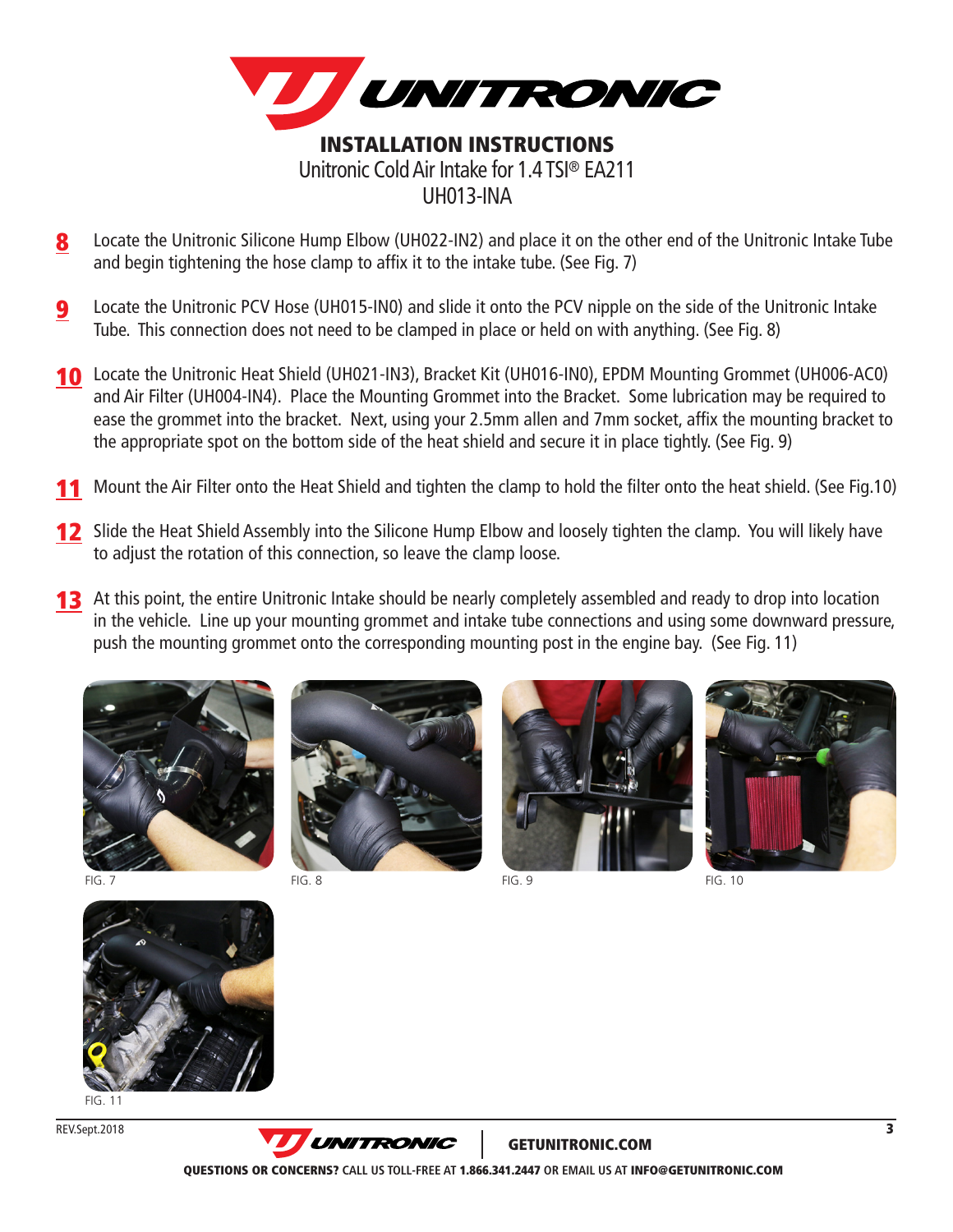# INSTALLATION INSTRUCTIONS

Unitronic Cold Air Intake for 1.4 TSI® EA211
UH013-INA

8. Locate the Unitronic Silicone Hump Elbow (UH022-IN2) and place it on the other end of the Unitronic Intake Tube and begin tightening the hose clamp to affix it to the intake tube. (See Fig. 7)

9. Locate the Unitronic PCV Hose (UH015-IN0) and slide it onto the PCV nipple on the side of the Unitronic Intake Tube. This connection does not need to be clamped in place or held on with anything. (See Fig. 8)

10. Locate the Unitronic Heat Shield (UH021-IN3), Bracket Kit (UH016-IN0), EPDM Mounting Grommet (UH006-AC0) and Air Filter (UH004-IN4). Place the Mounting Grommet into the Bracket. Some lubrication may be required to ease the grommet into the bracket. Next, using your 2.5mm allen and 7mm socket, affix the mounting bracket to the appropriate spot on the bottom side of the heat shield and secure it in place tightly. (See Fig. 9)

11. Mount the Air Filter onto the Heat Shield and tighten the clamp to hold the filter onto the heat shield. (See Fig.10)

12. Slide the Heat Shield Assembly into the Silicone Hump Elbow and loosely tighten the clamp. You will likely have to adjust the rotation of this connection, so leave the clamp loose.

13. At this point, the entire Unitronic Intake should be nearly completely assembled and ready to drop into location in the vehicle. Line up your mounting grommet and intake tube connections and using some downward pressure, push the mounting grommet onto the corresponding mounting post in the engine bay. (See Fig. 11)

FIG. 7

FIG. 8

FIG. 9

FIG. 10

FIG. 11

REV.Sept.2018

GETUNITRONIC.COM

**QUESTIONS OR CONCERNS?** CALL US TOLL-FREE AT **1.866.341.2447** OR EMAIL US AT **INFO@GETUNITRONIC.COM**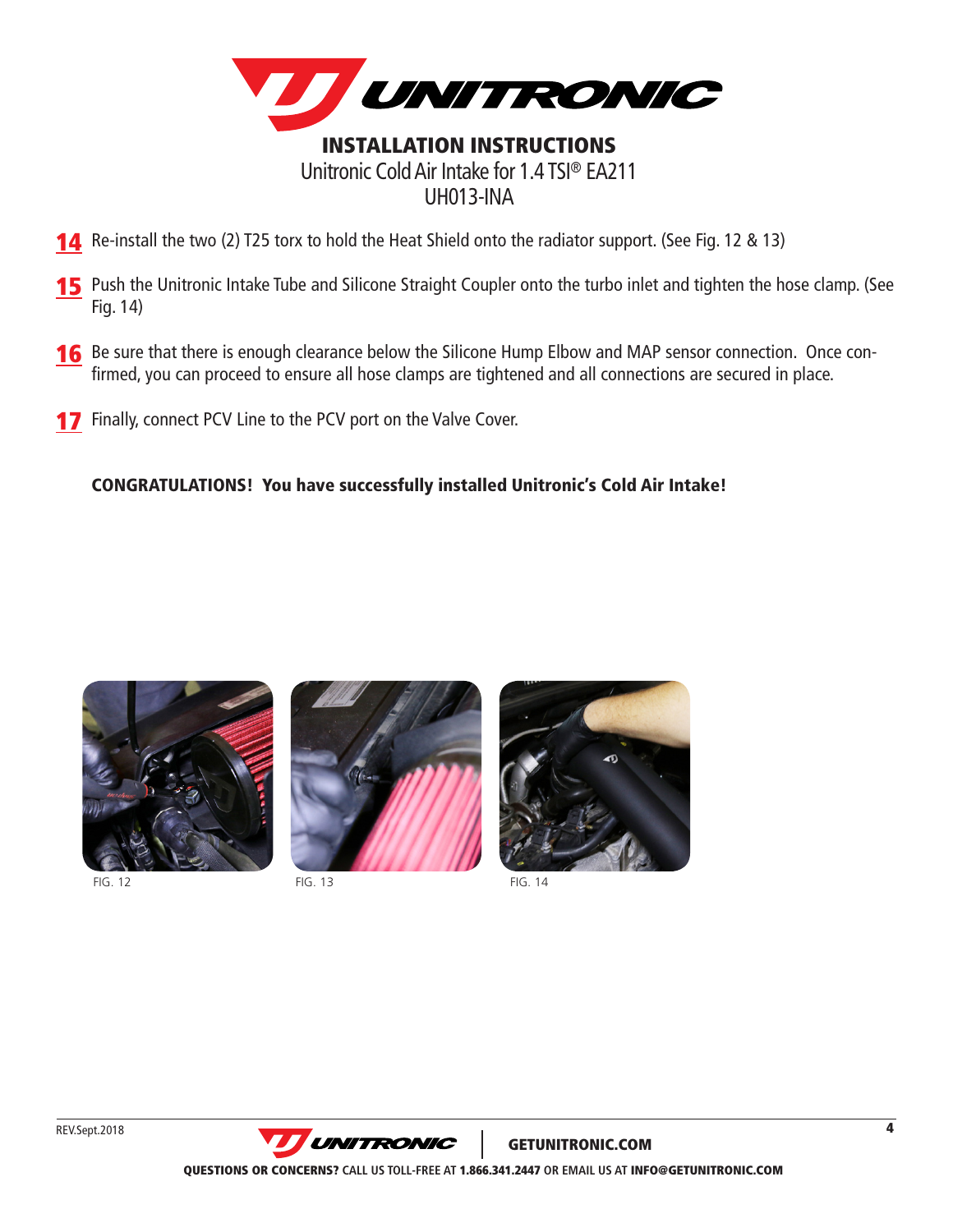# INSTALLATION INSTRUCTIONS

Unitronic Cold Air Intake for 1.4 TSI® EA211

UH013-INA

**14** Re-install the two (2) T25 torx to hold the Heat Shield onto the radiator support. (See Fig. 12 & 13)

**15** Push the Unitronic Intake Tube and Silicone Straight Coupler onto the turbo inlet and tighten the hose clamp. (See Fig. 14)

**16** Be sure that there is enough clearance below the Silicone Hump Elbow and MAP sensor connection. Once confirmed, you can proceed to ensure all hose clamps are tightened and all connections are secured in place.

**17** Finally, connect PCV Line to the PCV port on the Valve Cover.

**CONGRATULATIONS! You have successfully installed Unitronic's Cold Air Intake!**

FIG. 12

FIG. 13

FIG. 14

REV.Sept.2018

GETUNITRONIC.COM

**QUESTIONS OR CONCERNS?** CALL US TOLL-FREE AT **1.866.341.2447** OR EMAIL US AT **INFO@GETUNITRONIC.COM**